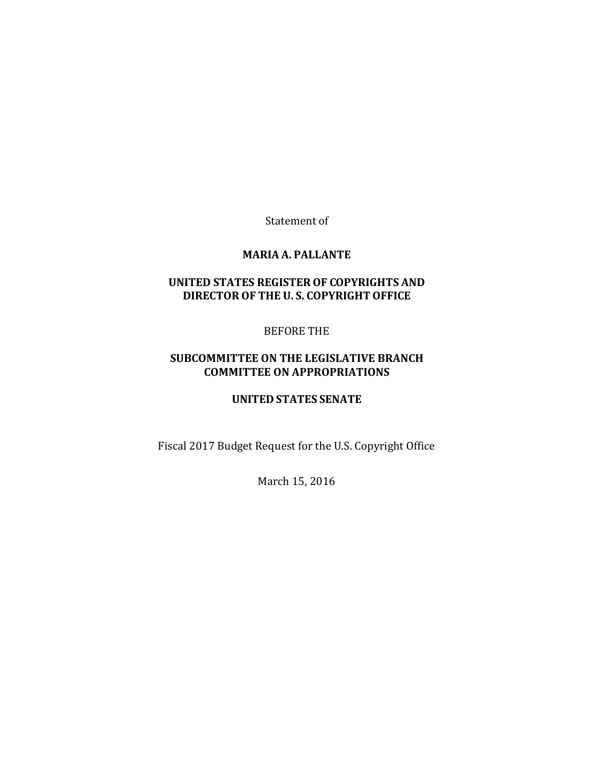Statement of

**MARIA A. PALLANTE**

**UNITED STATES REGISTER OF COPYRIGHTS AND DIRECTOR OF THE U. S. COPYRIGHT OFFICE**

BEFORE THE

**SUBCOMMITTEE ON THE LEGISLATIVE BRANCH COMMITTEE ON APPROPRIATIONS**

**UNITED STATES SENATE**

Fiscal 2017 Budget Request for the U.S. Copyright Office

March 15, 2016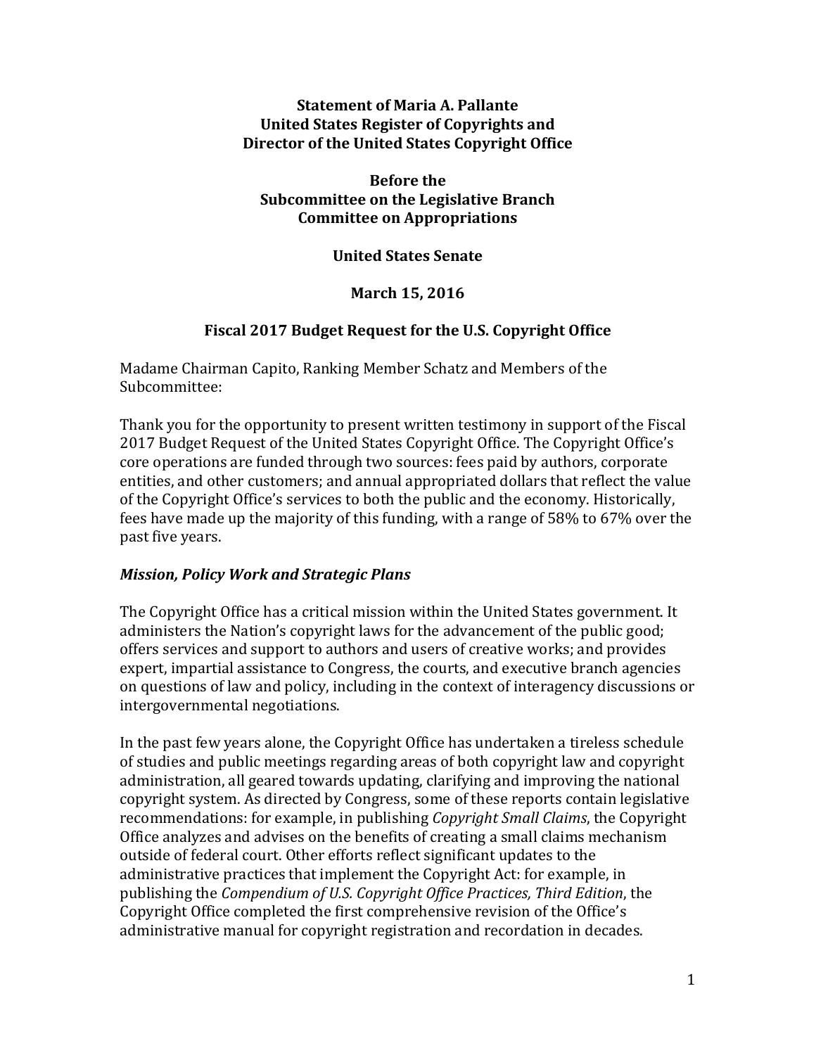**Statement of Maria A. Pallante**
**United States Register of Copyrights and**
**Director of the United States Copyright Office**

**Before the**
**Subcommittee on the Legislative Branch**
**Committee on Appropriations**

**United States Senate**

**March 15, 2016**

**Fiscal 2017 Budget Request for the U.S. Copyright Office**

Madame Chairman Capito, Ranking Member Schatz and Members of the Subcommittee:

Thank you for the opportunity to present written testimony in support of the Fiscal 2017 Budget Request of the United States Copyright Office. The Copyright Office's core operations are funded through two sources: fees paid by authors, corporate entities, and other customers; and annual appropriated dollars that reflect the value of the Copyright Office's services to both the public and the economy. Historically, fees have made up the majority of this funding, with a range of 58% to 67% over the past five years.

### *Mission, Policy Work and Strategic Plans*

The Copyright Office has a critical mission within the United States government. It administers the Nation's copyright laws for the advancement of the public good; offers services and support to authors and users of creative works; and provides expert, impartial assistance to Congress, the courts, and executive branch agencies on questions of law and policy, including in the context of interagency discussions or intergovernmental negotiations.

In the past few years alone, the Copyright Office has undertaken a tireless schedule of studies and public meetings regarding areas of both copyright law and copyright administration, all geared towards updating, clarifying and improving the national copyright system. As directed by Congress, some of these reports contain legislative recommendations: for example, in publishing *Copyright Small Claims*, the Copyright Office analyzes and advises on the benefits of creating a small claims mechanism outside of federal court. Other efforts reflect significant updates to the administrative practices that implement the Copyright Act: for example, in publishing the *Compendium of U.S. Copyright Office Practices, Third Edition*, the Copyright Office completed the first comprehensive revision of the Office's administrative manual for copyright registration and recordation in decades.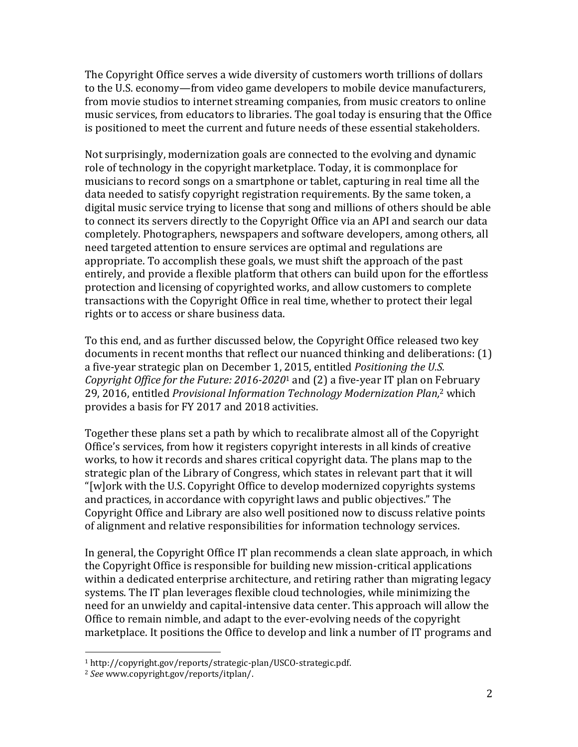The Copyright Office serves a wide diversity of customers worth trillions of dollars to the U.S. economy—from video game developers to mobile device manufacturers, from movie studios to internet streaming companies, from music creators to online music services, from educators to libraries. The goal today is ensuring that the Office is positioned to meet the current and future needs of these essential stakeholders.

Not surprisingly, modernization goals are connected to the evolving and dynamic role of technology in the copyright marketplace. Today, it is commonplace for musicians to record songs on a smartphone or tablet, capturing in real time all the data needed to satisfy copyright registration requirements. By the same token, a digital music service trying to license that song and millions of others should be able to connect its servers directly to the Copyright Office via an API and search our data completely. Photographers, newspapers and software developers, among others, all need targeted attention to ensure services are optimal and regulations are appropriate. To accomplish these goals, we must shift the approach of the past entirely, and provide a flexible platform that others can build upon for the effortless protection and licensing of copyrighted works, and allow customers to complete transactions with the Copyright Office in real time, whether to protect their legal rights or to access or share business data.

To this end, and as further discussed below, the Copyright Office released two key documents in recent months that reflect our nuanced thinking and deliberations: (1) a five-year strategic plan on December 1, 2015, entitled *Positioning the U.S. Copyright Office for the Future: 2016-2020*[1] and (2) a five-year IT plan on February 29, 2016, entitled *Provisional Information Technology Modernization Plan*,[2] which provides a basis for FY 2017 and 2018 activities.

Together these plans set a path by which to recalibrate almost all of the Copyright Office's services, from how it registers copyright interests in all kinds of creative works, to how it records and shares critical copyright data. The plans map to the strategic plan of the Library of Congress, which states in relevant part that it will "[w]ork with the U.S. Copyright Office to develop modernized copyrights systems and practices, in accordance with copyright laws and public objectives." The Copyright Office and Library are also well positioned now to discuss relative points of alignment and relative responsibilities for information technology services.

In general, the Copyright Office IT plan recommends a clean slate approach, in which the Copyright Office is responsible for building new mission-critical applications within a dedicated enterprise architecture, and retiring rather than migrating legacy systems. The IT plan leverages flexible cloud technologies, while minimizing the need for an unwieldy and capital-intensive data center. This approach will allow the Office to remain nimble, and adapt to the ever-evolving needs of the copyright marketplace. It positions the Office to develop and link a number of IT programs and

---

[1] http://copyright.gov/reports/strategic-plan/USCO-strategic.pdf.

[2] *See* www.copyright.gov/reports/itplan/.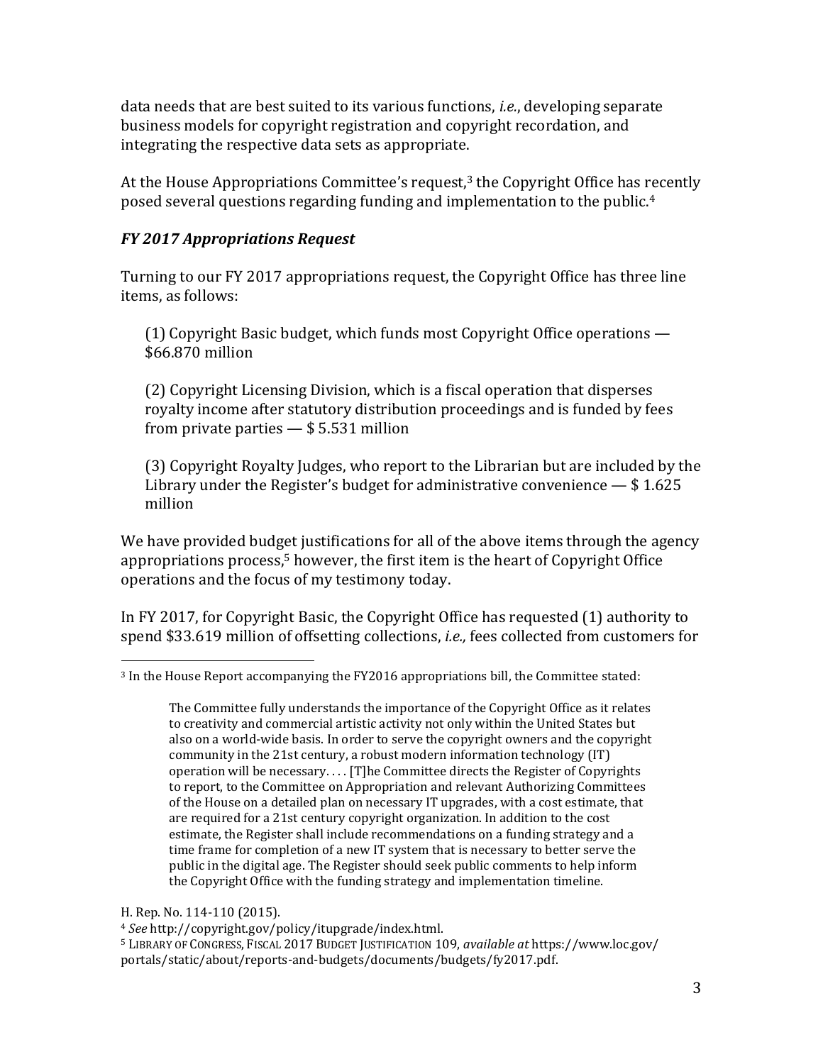data needs that are best suited to its various functions, *i.e.*, developing separate business models for copyright registration and copyright recordation, and integrating the respective data sets as appropriate.

At the House Appropriations Committee's request,[3] the Copyright Office has recently posed several questions regarding funding and implementation to the public.[4]

### *FY 2017 Appropriations Request*

Turning to our FY 2017 appropriations request, the Copyright Office has three line items, as follows:

(1) Copyright Basic budget, which funds most Copyright Office operations — $66.870 million

(2) Copyright Licensing Division, which is a fiscal operation that disperses royalty income after statutory distribution proceedings and is funded by fees from private parties — $ 5.531 million

(3) Copyright Royalty Judges, who report to the Librarian but are included by the Library under the Register's budget for administrative convenience — $ 1.625 million

We have provided budget justifications for all of the above items through the agency appropriations process,[5] however, the first item is the heart of Copyright Office operations and the focus of my testimony today.

In FY 2017, for Copyright Basic, the Copyright Office has requested (1) authority to spend $33.619 million of offsetting collections, *i.e.,* fees collected from customers for

---

[3] In the House Report accompanying the FY2016 appropriations bill, the Committee stated:

> The Committee fully understands the importance of the Copyright Office as it relates to creativity and commercial artistic activity not only within the United States but also on a world-wide basis. In order to serve the copyright owners and the copyright community in the 21st century, a robust modern information technology (IT) operation will be necessary. . . . [T]he Committee directs the Register of Copyrights to report, to the Committee on Appropriation and relevant Authorizing Committees of the House on a detailed plan on necessary IT upgrades, with a cost estimate, that are required for a 21st century copyright organization. In addition to the cost estimate, the Register shall include recommendations on a funding strategy and a time frame for completion of a new IT system that is necessary to better serve the public in the digital age. The Register should seek public comments to help inform the Copyright Office with the funding strategy and implementation timeline.

H. Rep. No. 114-110 (2015).

[4] *See* http://copyright.gov/policy/itupgrade/index.html.

[5] LIBRARY OF CONGRESS, FISCAL 2017 BUDGET JUSTIFICATION 109, *available at* https://www.loc.gov/portals/static/about/reports-and-budgets/documents/budgets/fy2017.pdf.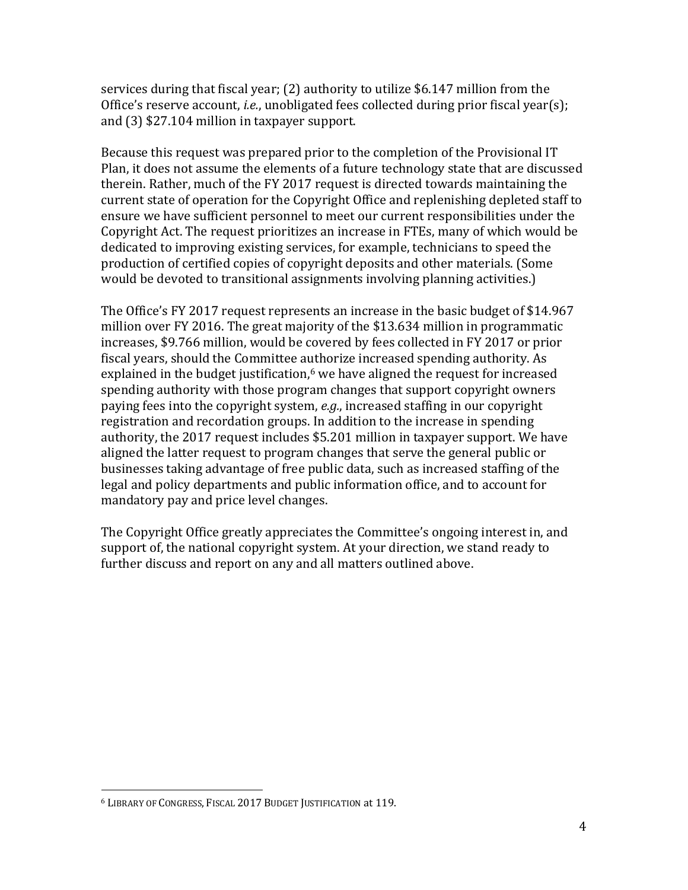services during that fiscal year; (2) authority to utilize \$6.147 million from the Office's reserve account, *i.e.*, unobligated fees collected during prior fiscal year(s); and (3) \$27.104 million in taxpayer support.

Because this request was prepared prior to the completion of the Provisional IT Plan, it does not assume the elements of a future technology state that are discussed therein. Rather, much of the FY 2017 request is directed towards maintaining the current state of operation for the Copyright Office and replenishing depleted staff to ensure we have sufficient personnel to meet our current responsibilities under the Copyright Act. The request prioritizes an increase in FTEs, many of which would be dedicated to improving existing services, for example, technicians to speed the production of certified copies of copyright deposits and other materials. (Some would be devoted to transitional assignments involving planning activities.)

The Office's FY 2017 request represents an increase in the basic budget of \$14.967 million over FY 2016. The great majority of the \$13.634 million in programmatic increases, \$9.766 million, would be covered by fees collected in FY 2017 or prior fiscal years, should the Committee authorize increased spending authority. As explained in the budget justification,[6] we have aligned the request for increased spending authority with those program changes that support copyright owners paying fees into the copyright system, *e.g.*, increased staffing in our copyright registration and recordation groups. In addition to the increase in spending authority, the 2017 request includes \$5.201 million in taxpayer support. We have aligned the latter request to program changes that serve the general public or businesses taking advantage of free public data, such as increased staffing of the legal and policy departments and public information office, and to account for mandatory pay and price level changes.

The Copyright Office greatly appreciates the Committee's ongoing interest in, and support of, the national copyright system. At your direction, we stand ready to further discuss and report on any and all matters outlined above.

---

[6] LIBRARY OF CONGRESS, FISCAL 2017 BUDGET JUSTIFICATION at 119.